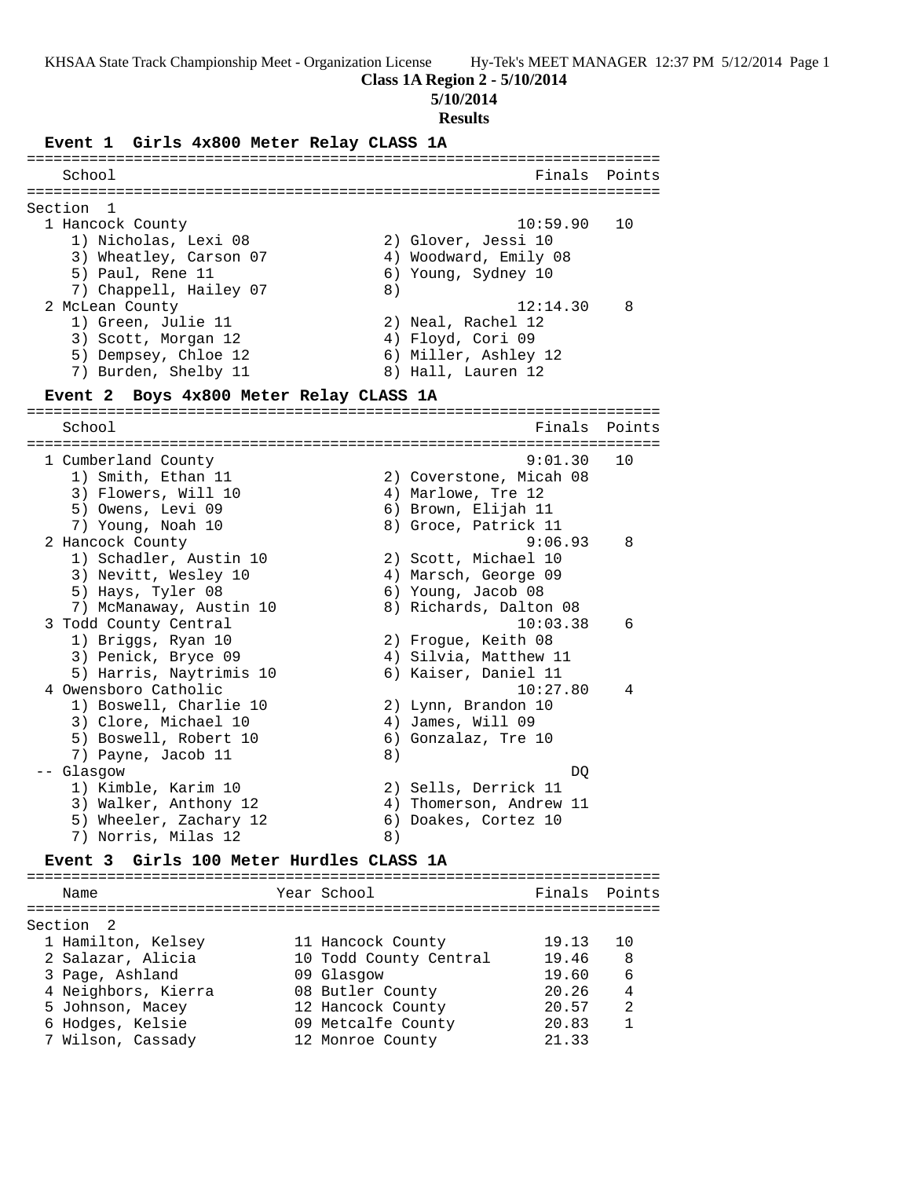KHSAA State Track Championship Meet - Organization License

## Class 1A Region 2 - 5/10/2014

### 5/10/2014

### Results

#### Event 1 Girls 4x800 Meter Relay CLASS 1A

| School | Finals | Points |
|---|---|---|
| **Section 1** | | |
| 1 Hancock County | 10:59.90 | 10 |
| 1) Nicholas, Lexi 08; 2) Glover, Jessi 10; 3) Wheatley, Carson 07; 4) Woodward, Emily 08; 5) Paul, Rene 11; 6) Young, Sydney 10; 7) Chappell, Hailey 07; 8) | | |
| 2 McLean County | 12:14.30 | 8 |
| 1) Green, Julie 11; 2) Neal, Rachel 12; 3) Scott, Morgan 12; 4) Floyd, Cori 09; 5) Dempsey, Chloe 12; 6) Miller, Ashley 12; 7) Burden, Shelby 11; 8) Hall, Lauren 12 | | |

#### Event 2 Boys 4x800 Meter Relay CLASS 1A

| School | Finals | Points |
|---|---|---|
| 1 Cumberland County | 9:01.30 | 10 |
| 1) Smith, Ethan 11; 2) Coverstone, Micah 08; 3) Flowers, Will 10; 4) Marlowe, Tre 12; 5) Owens, Levi 09; 6) Brown, Elijah 11; 7) Young, Noah 10; 8) Groce, Patrick 11 | | |
| 2 Hancock County | 9:06.93 | 8 |
| 1) Schadler, Austin 10; 2) Scott, Michael 10; 3) Nevitt, Wesley 10; 4) Marsch, George 09; 5) Hays, Tyler 08; 6) Young, Jacob 08; 7) McManaway, Austin 10; 8) Richards, Dalton 08 | | |
| 3 Todd County Central | 10:03.38 | 6 |
| 1) Briggs, Ryan 10; 2) Frogue, Keith 08; 3) Penick, Bryce 09; 4) Silvia, Matthew 11; 5) Harris, Naytrimis 10; 6) Kaiser, Daniel 11 | | |
| 4 Owensboro Catholic | 10:27.80 | 4 |
| 1) Boswell, Charlie 10; 2) Lynn, Brandon 10; 3) Clore, Michael 10; 4) James, Will 09; 5) Boswell, Robert 10; 6) Gonzalaz, Tre 10; 7) Payne, Jacob 11; 8) | | |
| -- Glasgow | DQ | |
| 1) Kimble, Karim 10; 2) Sells, Derrick 11; 3) Walker, Anthony 12; 4) Thomerson, Andrew 11; 5) Wheeler, Zachary 12; 6) Doakes, Cortez 10; 7) Norris, Milas 12; 8) | | |

#### Event 3 Girls 100 Meter Hurdles CLASS 1A

| Name | Year | School | Finals | Points |
|---|---|---|---|---|
| **Section 2** | | | | |
| 1 Hamilton, Kelsey | 11 | Hancock County | 19.13 | 10 |
| 2 Salazar, Alicia | 10 | Todd County Central | 19.46 | 8 |
| 3 Page, Ashland | 09 | Glasgow | 19.60 | 6 |
| 4 Neighbors, Kierra | 08 | Butler County | 20.26 | 4 |
| 5 Johnson, Macey | 12 | Hancock County | 20.57 | 2 |
| 6 Hodges, Kelsie | 09 | Metcalfe County | 20.83 | 1 |
| 7 Wilson, Cassady | 12 | Monroe County | 21.33 | |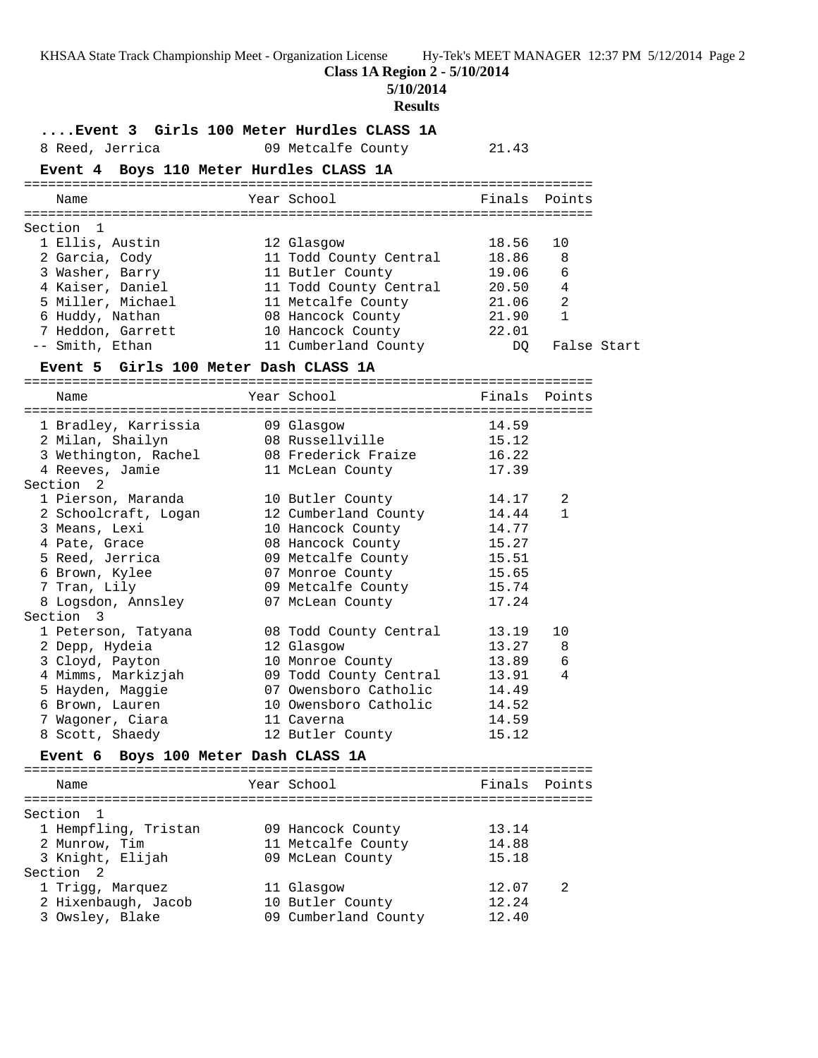**Class 1A Region 2 - 5/10/2014**

**5/10/2014**

**Results**

### ....Event 3 Girls 100 Meter Hurdles CLASS 1A

| Name | Year | School | Finals | Points |
|---|---|---|---|---|
| 8 Reed, Jerrica | 09 | Metcalfe County | 21.43 | |

### Event 4 Boys 110 Meter Hurdles CLASS 1A

| Name | Year | School | Finals | Points |
|---|---|---|---|---|
| **Section 1** | | | | |
| 1 Ellis, Austin | 12 | Glasgow | 18.56 | 10 |
| 2 Garcia, Cody | 11 | Todd County Central | 18.86 | 8 |
| 3 Washer, Barry | 11 | Butler County | 19.06 | 6 |
| 4 Kaiser, Daniel | 11 | Todd County Central | 20.50 | 4 |
| 5 Miller, Michael | 11 | Metcalfe County | 21.06 | 2 |
| 6 Huddy, Nathan | 08 | Hancock County | 21.90 | 1 |
| 7 Heddon, Garrett | 10 | Hancock County | 22.01 | |
| -- Smith, Ethan | 11 | Cumberland County | DQ | False Start |

### Event 5 Girls 100 Meter Dash CLASS 1A

| Name | Year | School | Finals | Points |
|---|---|---|---|---|
| 1 Bradley, Karrissia | 09 | Glasgow | 14.59 | |
| 2 Milan, Shailyn | 08 | Russellville | 15.12 | |
| 3 Wethington, Rachel | 08 | Frederick Fraize | 16.22 | |
| 4 Reeves, Jamie | 11 | McLean County | 17.39 | |
| **Section 2** | | | | |
| 1 Pierson, Maranda | 10 | Butler County | 14.17 | 2 |
| 2 Schoolcraft, Logan | 12 | Cumberland County | 14.44 | 1 |
| 3 Means, Lexi | 10 | Hancock County | 14.77 | |
| 4 Pate, Grace | 08 | Hancock County | 15.27 | |
| 5 Reed, Jerrica | 09 | Metcalfe County | 15.51 | |
| 6 Brown, Kylee | 07 | Monroe County | 15.65 | |
| 7 Tran, Lily | 09 | Metcalfe County | 15.74 | |
| 8 Logsdon, Annsley | 07 | McLean County | 17.24 | |
| **Section 3** | | | | |
| 1 Peterson, Tatyana | 08 | Todd County Central | 13.19 | 10 |
| 2 Depp, Hydeia | 12 | Glasgow | 13.27 | 8 |
| 3 Cloyd, Payton | 10 | Monroe County | 13.89 | 6 |
| 4 Mimms, Markizjah | 09 | Todd County Central | 13.91 | 4 |
| 5 Hayden, Maggie | 07 | Owensboro Catholic | 14.49 | |
| 6 Brown, Lauren | 10 | Owensboro Catholic | 14.52 | |
| 7 Wagoner, Ciara | 11 | Caverna | 14.59 | |
| 8 Scott, Shaedy | 12 | Butler County | 15.12 | |

### Event 6 Boys 100 Meter Dash CLASS 1A

| Name | Year | School | Finals | Points |
|---|---|---|---|---|
| **Section 1** | | | | |
| 1 Hempfling, Tristan | 09 | Hancock County | 13.14 | |
| 2 Munrow, Tim | 11 | Metcalfe County | 14.88 | |
| 3 Knight, Elijah | 09 | McLean County | 15.18 | |
| **Section 2** | | | | |
| 1 Trigg, Marquez | 11 | Glasgow | 12.07 | 2 |
| 2 Hixenbaugh, Jacob | 10 | Butler County | 12.24 | |
| 3 Owsley, Blake | 09 | Cumberland County | 12.40 | |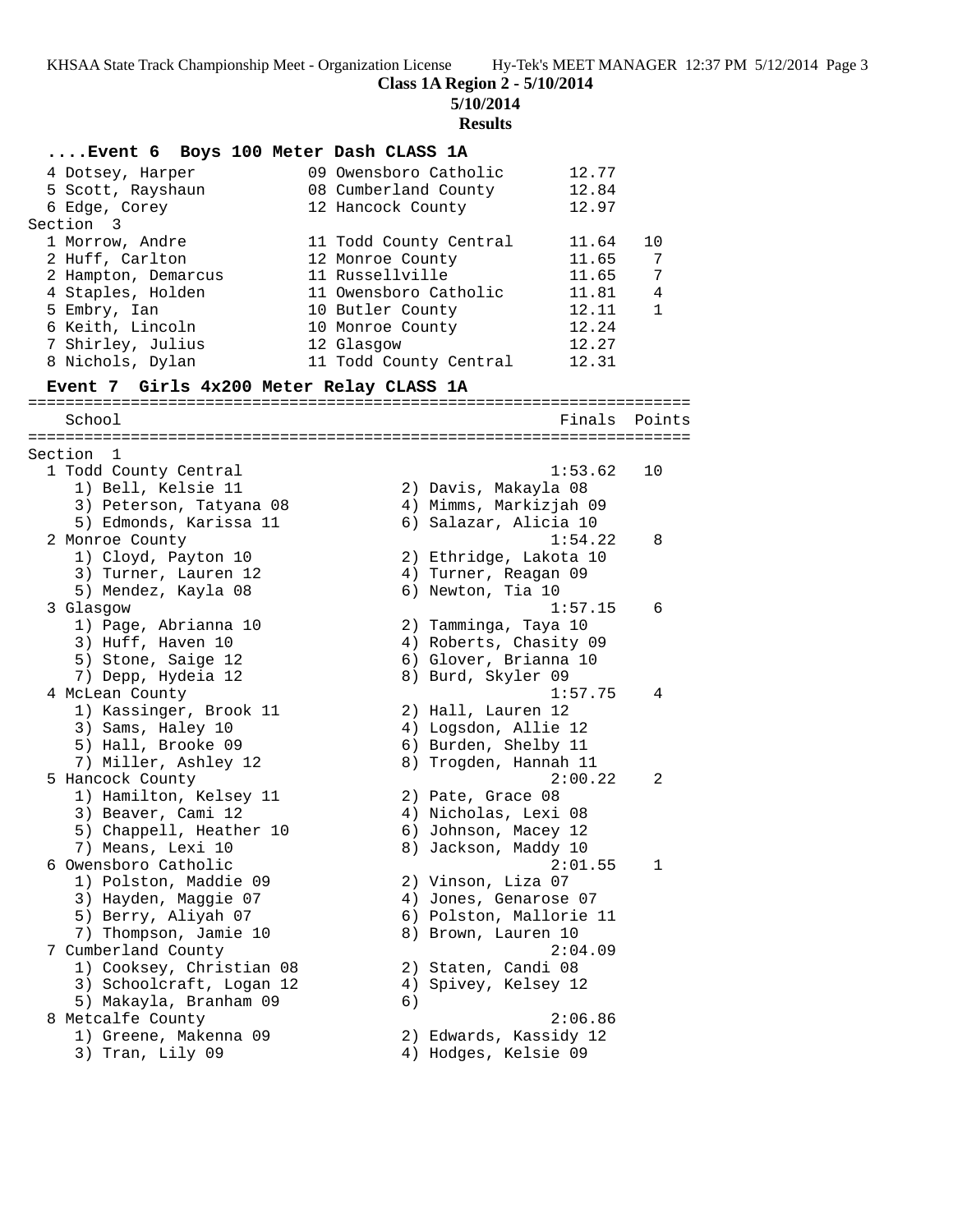**Class 1A Region 2 - 5/10/2014**

**5/10/2014**

**Results**

### ....Event 6 Boys 100 Meter Dash CLASS 1A

```
  4 Dotsey, Harper            09 Owensboro Catholic       12.77
  5 Scott, Rayshaun           08 Cumberland County        12.84
  6 Edge, Corey               12 Hancock County           12.97
Section  3
  1 Morrow, Andre             11 Todd County Central      11.64   10
  2 Huff, Carlton             12 Monroe County            11.65    7
  2 Hampton, Demarcus         11 Russellville             11.65    7
  4 Staples, Holden           11 Owensboro Catholic       11.81    4
  5 Embry, Ian                10 Butler County            12.11    1
  6 Keith, Lincoln            10 Monroe County            12.24
  7 Shirley, Julius           12 Glasgow                  12.27
  8 Nichols, Dylan            11 Todd County Central      12.31
```

### Event 7 Girls 4x200 Meter Relay CLASS 1A

```
=======================================================================
    School                                               Finals  Points
=======================================================================
Section  1
  1 Todd County Central                                 1:53.62   10
     1) Bell, Kelsie 11                2) Davis, Makayla 08
     3) Peterson, Tatyana 08           4) Mimms, Markizjah 09
     5) Edmonds, Karissa 11            6) Salazar, Alicia 10
  2 Monroe County                                       1:54.22    8
     1) Cloyd, Payton 10               2) Ethridge, Lakota 10
     3) Turner, Lauren 12              4) Turner, Reagan 09
     5) Mendez, Kayla 08               6) Newton, Tia 10
  3 Glasgow                                             1:57.15    6
     1) Page, Abrianna 10              2) Tamminga, Taya 10
     3) Huff, Haven 10                 4) Roberts, Chasity 09
     5) Stone, Saige 12                6) Glover, Brianna 10
     7) Depp, Hydeia 12                8) Burd, Skyler 09
  4 McLean County                                       1:57.75    4
     1) Kassinger, Brook 11            2) Hall, Lauren 12
     3) Sams, Haley 10                 4) Logsdon, Allie 12
     5) Hall, Brooke 09                6) Burden, Shelby 11
     7) Miller, Ashley 12              8) Trogden, Hannah 11
  5 Hancock County                                      2:00.22    2
     1) Hamilton, Kelsey 11            2) Pate, Grace 08
     3) Beaver, Cami 12                4) Nicholas, Lexi 08
     5) Chappell, Heather 10           6) Johnson, Macey 12
     7) Means, Lexi 10                 8) Jackson, Maddy 10
  6 Owensboro Catholic                                  2:01.55    1
     1) Polston, Maddie 09             2) Vinson, Liza 07
     3) Hayden, Maggie 07              4) Jones, Genarose 07
     5) Berry, Aliyah 07               6) Polston, Mallorie 11
     7) Thompson, Jamie 10             8) Brown, Lauren 10
  7 Cumberland County                                   2:04.09
     1) Cooksey, Christian 08          2) Staten, Candi 08
     3) Schoolcraft, Logan 12          4) Spivey, Kelsey 12
     5) Makayla, Branham 09            6)
  8 Metcalfe County                                     2:06.86
     1) Greene, Makenna 09             2) Edwards, Kassidy 12
     3) Tran, Lily 09                  4) Hodges, Kelsie 09
```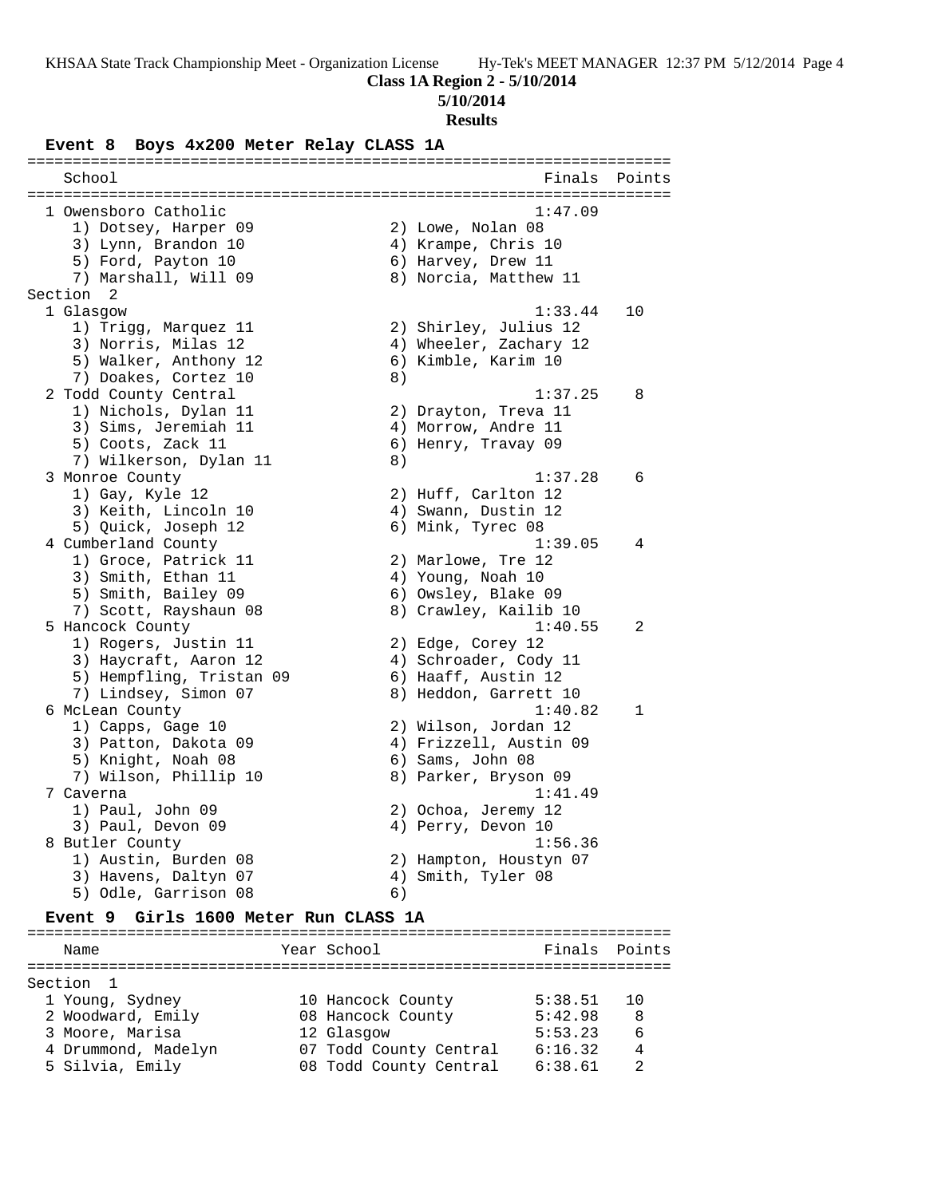**Class 1A Region 2 - 5/10/2014**

**5/10/2014**

**Results**

### Event 8 Boys 4x200 Meter Relay CLASS 1A

| School | Finals | Points |
|---|---|---|
| 1 Owensboro Catholic | 1:47.09 | |
| 1) Dotsey, Harper 09; 2) Lowe, Nolan 08; 3) Lynn, Brandon 10; 4) Krampe, Chris 10; 5) Ford, Payton 10; 6) Harvey, Drew 11; 7) Marshall, Will 09; 8) Norcia, Matthew 11 | | |
| **Section 2** | | |
| 1 Glasgow | 1:33.44 | 10 |
| 1) Trigg, Marquez 11; 2) Shirley, Julius 12; 3) Norris, Milas 12; 4) Wheeler, Zachary 12; 5) Walker, Anthony 12; 6) Kimble, Karim 10; 7) Doakes, Cortez 10; 8) | | |
| 2 Todd County Central | 1:37.25 | 8 |
| 1) Nichols, Dylan 11; 2) Drayton, Treva 11; 3) Sims, Jeremiah 11; 4) Morrow, Andre 11; 5) Coots, Zack 11; 6) Henry, Travay 09; 7) Wilkerson, Dylan 11; 8) | | |
| 3 Monroe County | 1:37.28 | 6 |
| 1) Gay, Kyle 12; 2) Huff, Carlton 12; 3) Keith, Lincoln 10; 4) Swann, Dustin 12; 5) Quick, Joseph 12; 6) Mink, Tyrec 08 | | |
| 4 Cumberland County | 1:39.05 | 4 |
| 1) Groce, Patrick 11; 2) Marlowe, Tre 12; 3) Smith, Ethan 11; 4) Young, Noah 10; 5) Smith, Bailey 09; 6) Owsley, Blake 09; 7) Scott, Rayshaun 08; 8) Crawley, Kailib 10 | | |
| 5 Hancock County | 1:40.55 | 2 |
| 1) Rogers, Justin 11; 2) Edge, Corey 12; 3) Haycraft, Aaron 12; 4) Schroader, Cody 11; 5) Hempfling, Tristan 09; 6) Haaff, Austin 12; 7) Lindsey, Simon 07; 8) Heddon, Garrett 10 | | |
| 6 McLean County | 1:40.82 | 1 |
| 1) Capps, Gage 10; 2) Wilson, Jordan 12; 3) Patton, Dakota 09; 4) Frizzell, Austin 09; 5) Knight, Noah 08; 6) Sams, John 08; 7) Wilson, Phillip 10; 8) Parker, Bryson 09 | | |
| 7 Caverna | 1:41.49 | |
| 1) Paul, John 09; 2) Ochoa, Jeremy 12; 3) Paul, Devon 09; 4) Perry, Devon 10 | | |
| 8 Butler County | 1:56.36 | |
| 1) Austin, Burden 08; 2) Hampton, Houstyn 07; 3) Havens, Daltyn 07; 4) Smith, Tyler 08; 5) Odle, Garrison 08; 6) | | |

### Event 9 Girls 1600 Meter Run CLASS 1A

| Name | Year | School | Finals | Points |
|---|---|---|---|---|
| **Section 1** | | | | |
| 1 Young, Sydney | 10 | Hancock County | 5:38.51 | 10 |
| 2 Woodward, Emily | 08 | Hancock County | 5:42.98 | 8 |
| 3 Moore, Marisa | 12 | Glasgow | 5:53.23 | 6 |
| 4 Drummond, Madelyn | 07 | Todd County Central | 6:16.32 | 4 |
| 5 Silvia, Emily | 08 | Todd County Central | 6:38.61 | 2 |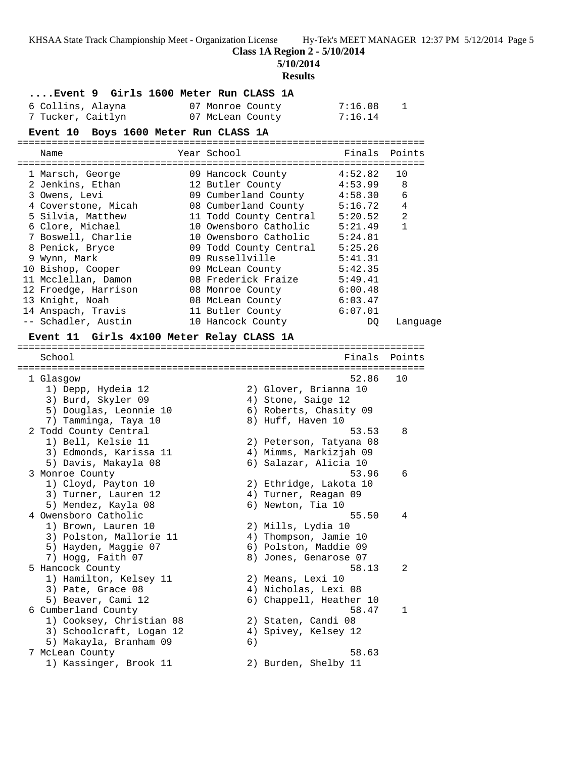**Class 1A Region 2 - 5/10/2014**

**5/10/2014**

**Results**

### ....Event 9 Girls 1600 Meter Run CLASS 1A

| Name | Year | School | Finals | Points |
|---|---|---|---|---|
| 6 Collins, Alayna | 07 | Monroe County | 7:16.08 | 1 |
| 7 Tucker, Caitlyn | 07 | McLean County | 7:16.14 | |

### Event 10 Boys 1600 Meter Run CLASS 1A

| Name | Year | School | Finals | Points |
|---|---|---|---|---|
| 1 Marsch, George | 09 | Hancock County | 4:52.82 | 10 |
| 2 Jenkins, Ethan | 12 | Butler County | 4:53.99 | 8 |
| 3 Owens, Levi | 09 | Cumberland County | 4:58.30 | 6 |
| 4 Coverstone, Micah | 08 | Cumberland County | 5:16.72 | 4 |
| 5 Silvia, Matthew | 11 | Todd County Central | 5:20.52 | 2 |
| 6 Clore, Michael | 10 | Owensboro Catholic | 5:21.49 | 1 |
| 7 Boswell, Charlie | 10 | Owensboro Catholic | 5:24.81 | |
| 8 Penick, Bryce | 09 | Todd County Central | 5:25.26 | |
| 9 Wynn, Mark | 09 | Russellville | 5:41.31 | |
| 10 Bishop, Cooper | 09 | McLean County | 5:42.35 | |
| 11 Mcclellan, Damon | 08 | Frederick Fraize | 5:49.41 | |
| 12 Froedge, Harrison | 08 | Monroe County | 6:00.48 | |
| 13 Knight, Noah | 08 | McLean County | 6:03.47 | |
| 14 Anspach, Travis | 11 | Butler County | 6:07.01 | |
| -- Schadler, Austin | 10 | Hancock County | DQ | Language |

### Event 11 Girls 4x100 Meter Relay CLASS 1A

| School | Finals | Points |
|---|---|---|
| 1 Glasgow | 52.86 | 10 |
| 1) Depp, Hydeia 12; 2) Glover, Brianna 10; 3) Burd, Skyler 09; 4) Stone, Saige 12; 5) Douglas, Leonnie 10; 6) Roberts, Chasity 09; 7) Tamminga, Taya 10; 8) Huff, Haven 10 | | |
| 2 Todd County Central | 53.53 | 8 |
| 1) Bell, Kelsie 11; 2) Peterson, Tatyana 08; 3) Edmonds, Karissa 11; 4) Mimms, Markizjah 09; 5) Davis, Makayla 08; 6) Salazar, Alicia 10 | | |
| 3 Monroe County | 53.96 | 6 |
| 1) Cloyd, Payton 10; 2) Ethridge, Lakota 10; 3) Turner, Lauren 12; 4) Turner, Reagan 09; 5) Mendez, Kayla 08; 6) Newton, Tia 10 | | |
| 4 Owensboro Catholic | 55.50 | 4 |
| 1) Brown, Lauren 10; 2) Mills, Lydia 10; 3) Polston, Mallorie 11; 4) Thompson, Jamie 10; 5) Hayden, Maggie 07; 6) Polston, Maddie 09; 7) Hogg, Faith 07; 8) Jones, Genarose 07 | | |
| 5 Hancock County | 58.13 | 2 |
| 1) Hamilton, Kelsey 11; 2) Means, Lexi 10; 3) Pate, Grace 08; 4) Nicholas, Lexi 08; 5) Beaver, Cami 12; 6) Chappell, Heather 10 | | |
| 6 Cumberland County | 58.47 | 1 |
| 1) Cooksey, Christian 08; 2) Staten, Candi 08; 3) Schoolcraft, Logan 12; 4) Spivey, Kelsey 12; 5) Makayla, Branham 09; 6) | | |
| 7 McLean County | 58.63 | |
| 1) Kassinger, Brook 11; 2) Burden, Shelby 11 | | |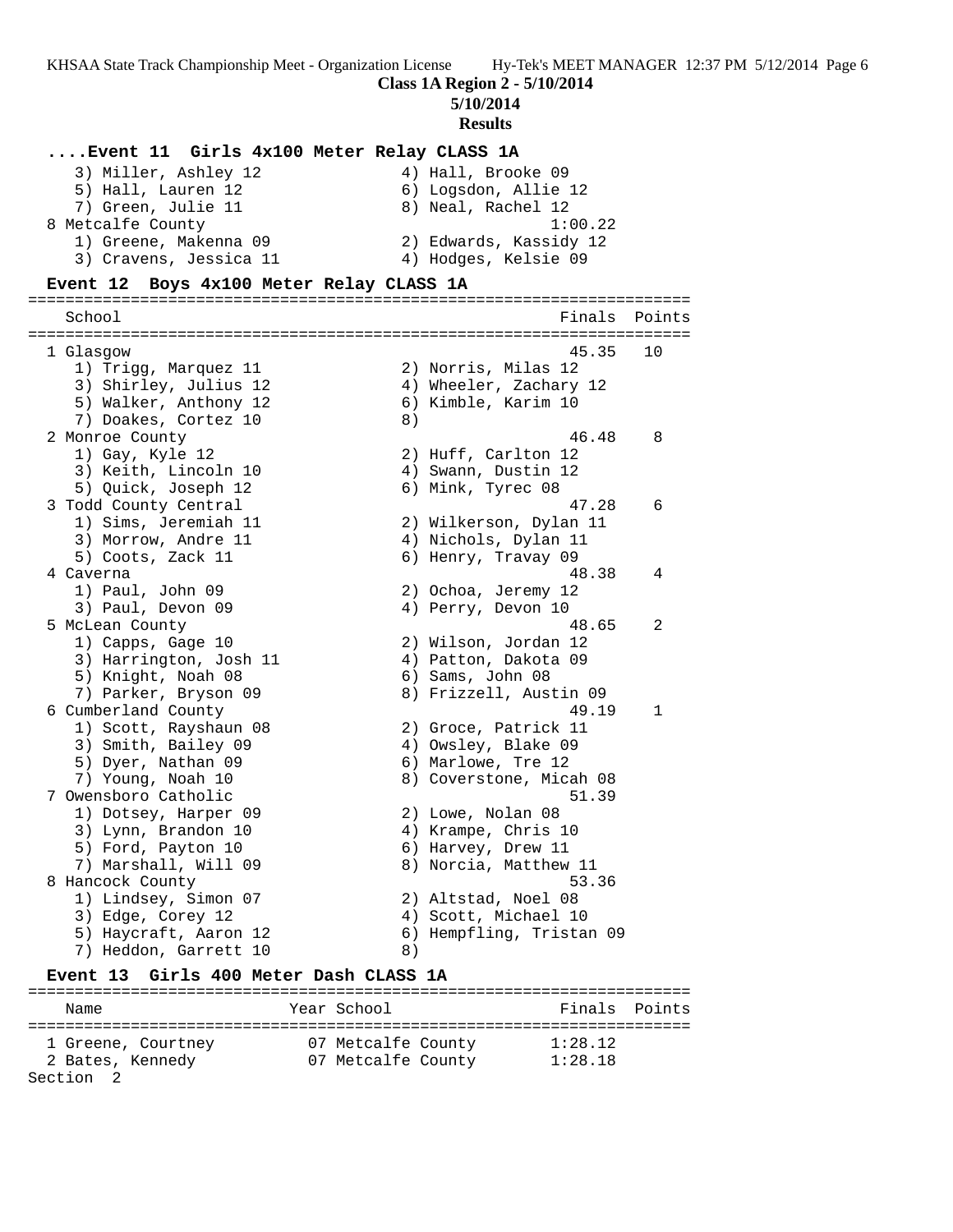**Class 1A Region 2 - 5/10/2014**

**5/10/2014**

**Results**

### ....Event 11 Girls 4x100 Meter Relay CLASS 1A

```
    3) Miller, Ashley 12              4) Hall, Brooke 09
    5) Hall, Lauren 12                6) Logsdon, Allie 12
    7) Green, Julie 11                8) Neal, Rachel 12
 8 Metcalfe County                                1:00.22
    1) Greene, Makenna 09             2) Edwards, Kassidy 12
    3) Cravens, Jessica 11            4) Hodges, Kelsie 09
```

### Event 12 Boys 4x100 Meter Relay CLASS 1A

```
=======================================================================
   School                                               Finals  Points
=======================================================================
  1 Glasgow                                              45.35   10
     1) Trigg, Marquez 11              2) Norris, Milas 12
     3) Shirley, Julius 12             4) Wheeler, Zachary 12
     5) Walker, Anthony 12             6) Kimble, Karim 10
     7) Doakes, Cortez 10              8)
  2 Monroe County                                        46.48    8
     1) Gay, Kyle 12                   2) Huff, Carlton 12
     3) Keith, Lincoln 10              4) Swann, Dustin 12
     5) Quick, Joseph 12               6) Mink, Tyrec 08
  3 Todd County Central                                  47.28    6
     1) Sims, Jeremiah 11              2) Wilkerson, Dylan 11
     3) Morrow, Andre 11               4) Nichols, Dylan 11
     5) Coots, Zack 11                 6) Henry, Travay 09
  4 Caverna                                              48.38    4
     1) Paul, John 09                  2) Ochoa, Jeremy 12
     3) Paul, Devon 09                 4) Perry, Devon 10
  5 McLean County                                        48.65    2
     1) Capps, Gage 10                 2) Wilson, Jordan 12
     3) Harrington, Josh 11            4) Patton, Dakota 09
     5) Knight, Noah 08                6) Sams, John 08
     7) Parker, Bryson 09              8) Frizzell, Austin 09
  6 Cumberland County                                    49.19    1
     1) Scott, Rayshaun 08             2) Groce, Patrick 11
     3) Smith, Bailey 09               4) Owsley, Blake 09
     5) Dyer, Nathan 09                6) Marlowe, Tre 12
     7) Young, Noah 10                 8) Coverstone, Micah 08
  7 Owensboro Catholic                                   51.39
     1) Dotsey, Harper 09              2) Lowe, Nolan 08
     3) Lynn, Brandon 10               4) Krampe, Chris 10
     5) Ford, Payton 10                6) Harvey, Drew 11
     7) Marshall, Will 09              8) Norcia, Matthew 11
  8 Hancock County                                       53.36
     1) Lindsey, Simon 07              2) Altstad, Noel 08
     3) Edge, Corey 12                 4) Scott, Michael 10
     5) Haycraft, Aaron 12             6) Hempfling, Tristan 09
     7) Heddon, Garrett 10             8)
```

### Event 13 Girls 400 Meter Dash CLASS 1A

```
=======================================================================
   Name                    Year School                  Finals  Points
=======================================================================
  1 Greene, Courtney        07 Metcalfe County         1:28.12
  2 Bates, Kennedy          07 Metcalfe County         1:28.18
Section  2
```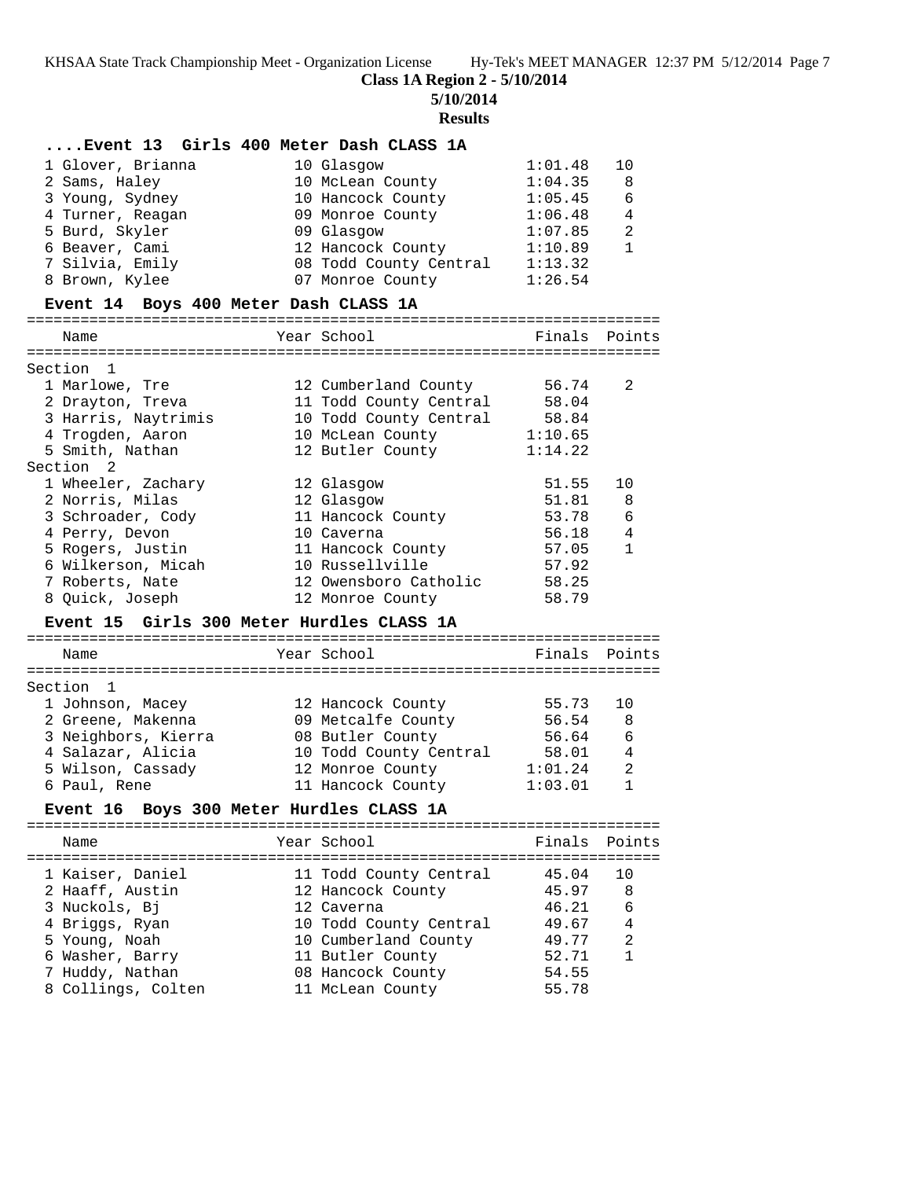**Class 1A Region 2 - 5/10/2014**

**5/10/2014**

**Results**

### ....Event 13 Girls 400 Meter Dash CLASS 1A

| Place | Name | Year | School | Finals | Points |
|---|---|---|---|---|---|
| 1 | Glover, Brianna | 10 | Glasgow | 1:01.48 | 10 |
| 2 | Sams, Haley | 10 | McLean County | 1:04.35 | 8 |
| 3 | Young, Sydney | 10 | Hancock County | 1:05.45 | 6 |
| 4 | Turner, Reagan | 09 | Monroe County | 1:06.48 | 4 |
| 5 | Burd, Skyler | 09 | Glasgow | 1:07.85 | 2 |
| 6 | Beaver, Cami | 12 | Hancock County | 1:10.89 | 1 |
| 7 | Silvia, Emily | 08 | Todd County Central | 1:13.32 | |
| 8 | Brown, Kylee | 07 | Monroe County | 1:26.54 | |

### Event 14 Boys 400 Meter Dash CLASS 1A

| Place | Name | Year | School | Finals | Points |
|---|---|---|---|---|---|
| **Section 1** | | | | | |
| 1 | Marlowe, Tre | 12 | Cumberland County | 56.74 | 2 |
| 2 | Drayton, Treva | 11 | Todd County Central | 58.04 | |
| 3 | Harris, Naytrimis | 10 | Todd County Central | 58.84 | |
| 4 | Trogden, Aaron | 10 | McLean County | 1:10.65 | |
| 5 | Smith, Nathan | 12 | Butler County | 1:14.22 | |
| **Section 2** | | | | | |
| 1 | Wheeler, Zachary | 12 | Glasgow | 51.55 | 10 |
| 2 | Norris, Milas | 12 | Glasgow | 51.81 | 8 |
| 3 | Schroader, Cody | 11 | Hancock County | 53.78 | 6 |
| 4 | Perry, Devon | 10 | Caverna | 56.18 | 4 |
| 5 | Rogers, Justin | 11 | Hancock County | 57.05 | 1 |
| 6 | Wilkerson, Micah | 10 | Russellville | 57.92 | |
| 7 | Roberts, Nate | 12 | Owensboro Catholic | 58.25 | |
| 8 | Quick, Joseph | 12 | Monroe County | 58.79 | |

### Event 15 Girls 300 Meter Hurdles CLASS 1A

| Place | Name | Year | School | Finals | Points |
|---|---|---|---|---|---|
| **Section 1** | | | | | |
| 1 | Johnson, Macey | 12 | Hancock County | 55.73 | 10 |
| 2 | Greene, Makenna | 09 | Metcalfe County | 56.54 | 8 |
| 3 | Neighbors, Kierra | 08 | Butler County | 56.64 | 6 |
| 4 | Salazar, Alicia | 10 | Todd County Central | 58.01 | 4 |
| 5 | Wilson, Cassady | 12 | Monroe County | 1:01.24 | 2 |
| 6 | Paul, Rene | 11 | Hancock County | 1:03.01 | 1 |

### Event 16 Boys 300 Meter Hurdles CLASS 1A

| Place | Name | Year | School | Finals | Points |
|---|---|---|---|---|---|
| 1 | Kaiser, Daniel | 11 | Todd County Central | 45.04 | 10 |
| 2 | Haaff, Austin | 12 | Hancock County | 45.97 | 8 |
| 3 | Nuckols, Bj | 12 | Caverna | 46.21 | 6 |
| 4 | Briggs, Ryan | 10 | Todd County Central | 49.67 | 4 |
| 5 | Young, Noah | 10 | Cumberland County | 49.77 | 2 |
| 6 | Washer, Barry | 11 | Butler County | 52.71 | 1 |
| 7 | Huddy, Nathan | 08 | Hancock County | 54.55 | |
| 8 | Collings, Colten | 11 | McLean County | 55.78 | |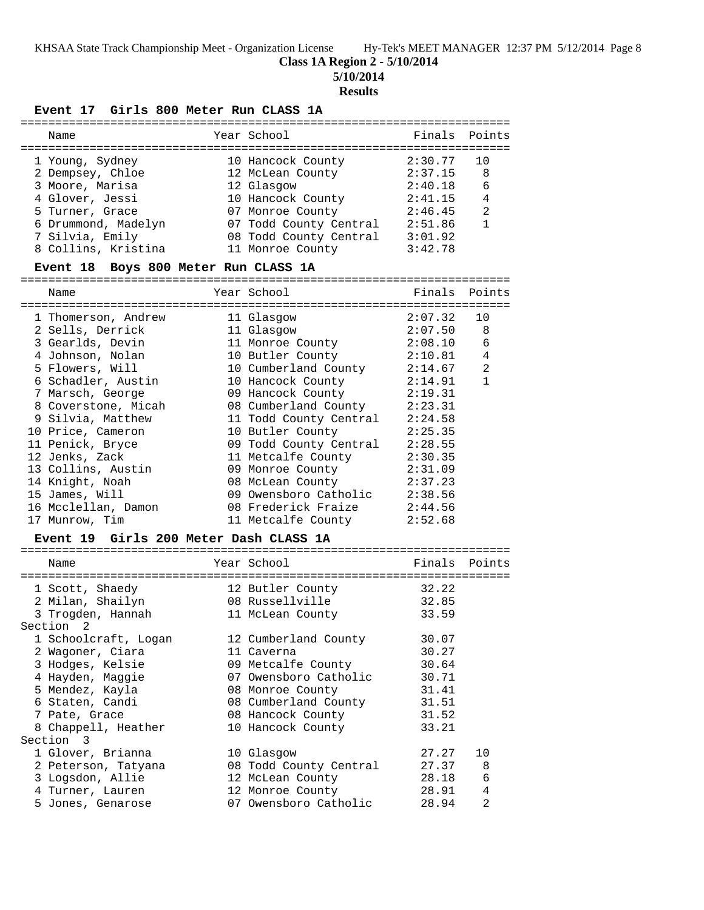**Class 1A Region 2 - 5/10/2014**

**5/10/2014**

**Results**

### Event 17 Girls 800 Meter Run CLASS 1A

| Place | Name | Year | School | Finals | Points |
|---|---|---|---|---|---|
| 1 | Young, Sydney | 10 | Hancock County | 2:30.77 | 10 |
| 2 | Dempsey, Chloe | 12 | McLean County | 2:37.15 | 8 |
| 3 | Moore, Marisa | 12 | Glasgow | 2:40.18 | 6 |
| 4 | Glover, Jessi | 10 | Hancock County | 2:41.15 | 4 |
| 5 | Turner, Grace | 07 | Monroe County | 2:46.45 | 2 |
| 6 | Drummond, Madelyn | 07 | Todd County Central | 2:51.86 | 1 |
| 7 | Silvia, Emily | 08 | Todd County Central | 3:01.92 | |
| 8 | Collins, Kristina | 11 | Monroe County | 3:42.78 | |

### Event 18 Boys 800 Meter Run CLASS 1A

| Place | Name | Year | School | Finals | Points |
|---|---|---|---|---|---|
| 1 | Thomerson, Andrew | 11 | Glasgow | 2:07.32 | 10 |
| 2 | Sells, Derrick | 11 | Glasgow | 2:07.50 | 8 |
| 3 | Gearlds, Devin | 11 | Monroe County | 2:08.10 | 6 |
| 4 | Johnson, Nolan | 10 | Butler County | 2:10.81 | 4 |
| 5 | Flowers, Will | 10 | Cumberland County | 2:14.67 | 2 |
| 6 | Schadler, Austin | 10 | Hancock County | 2:14.91 | 1 |
| 7 | Marsch, George | 09 | Hancock County | 2:19.31 | |
| 8 | Coverstone, Micah | 08 | Cumberland County | 2:23.31 | |
| 9 | Silvia, Matthew | 11 | Todd County Central | 2:24.58 | |
| 10 | Price, Cameron | 10 | Butler County | 2:25.35 | |
| 11 | Penick, Bryce | 09 | Todd County Central | 2:28.55 | |
| 12 | Jenks, Zack | 11 | Metcalfe County | 2:30.35 | |
| 13 | Collins, Austin | 09 | Monroe County | 2:31.09 | |
| 14 | Knight, Noah | 08 | McLean County | 2:37.23 | |
| 15 | James, Will | 09 | Owensboro Catholic | 2:38.56 | |
| 16 | Mcclellan, Damon | 08 | Frederick Fraize | 2:44.56 | |
| 17 | Munrow, Tim | 11 | Metcalfe County | 2:52.68 | |

### Event 19 Girls 200 Meter Dash CLASS 1A

| Place | Name | Year | School | Finals | Points |
|---|---|---|---|---|---|
| 1 | Scott, Shaedy | 12 | Butler County | 32.22 | |
| 2 | Milan, Shailyn | 08 | Russellville | 32.85 | |
| 3 | Trogden, Hannah | 11 | McLean County | 33.59 | |
| **Section 2** | | | | | |
| 1 | Schoolcraft, Logan | 12 | Cumberland County | 30.07 | |
| 2 | Wagoner, Ciara | 11 | Caverna | 30.27 | |
| 3 | Hodges, Kelsie | 09 | Metcalfe County | 30.64 | |
| 4 | Hayden, Maggie | 07 | Owensboro Catholic | 30.71 | |
| 5 | Mendez, Kayla | 08 | Monroe County | 31.41 | |
| 6 | Staten, Candi | 08 | Cumberland County | 31.51 | |
| 7 | Pate, Grace | 08 | Hancock County | 31.52 | |
| 8 | Chappell, Heather | 10 | Hancock County | 33.21 | |
| **Section 3** | | | | | |
| 1 | Glover, Brianna | 10 | Glasgow | 27.27 | 10 |
| 2 | Peterson, Tatyana | 08 | Todd County Central | 27.37 | 8 |
| 3 | Logsdon, Allie | 12 | McLean County | 28.18 | 6 |
| 4 | Turner, Lauren | 12 | Monroe County | 28.91 | 4 |
| 5 | Jones, Genarose | 07 | Owensboro Catholic | 28.94 | 2 |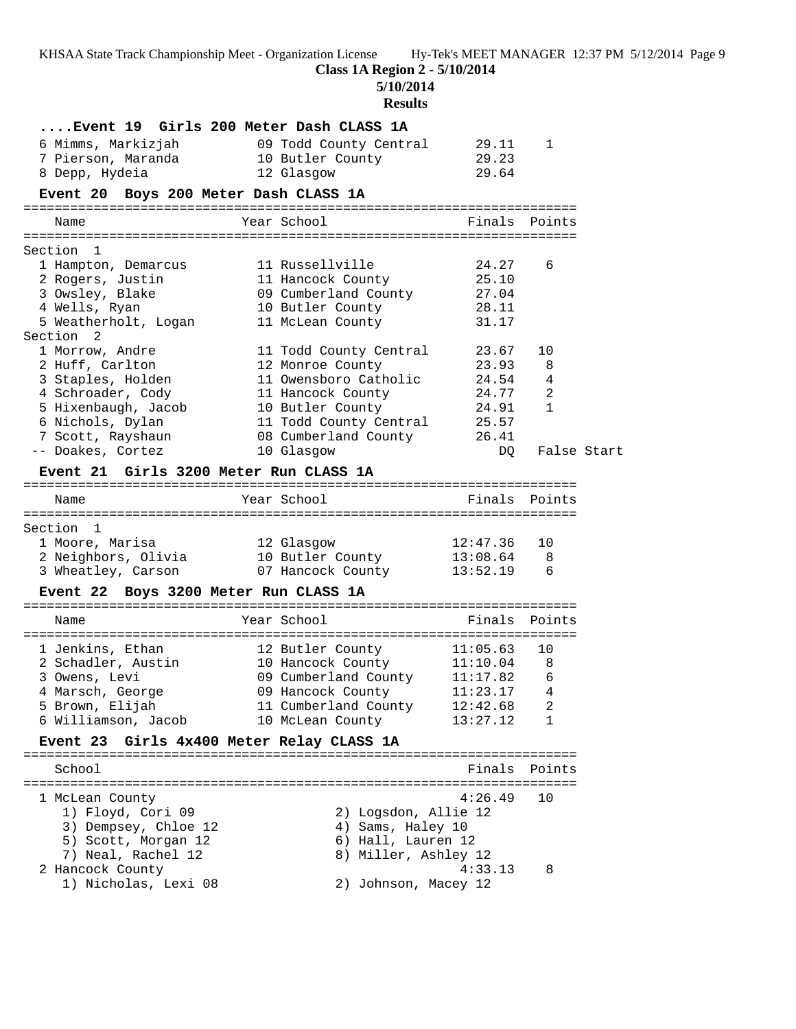**Class 1A Region 2 - 5/10/2014**

**5/10/2014**

**Results**

### ....Event 19 Girls 200 Meter Dash CLASS 1A

| Place | Name | Year | School | Finals | Points |
|---|---|---|---|---|---|
| 6 | Mimms, Markizjah | 09 | Todd County Central | 29.11 | 1 |
| 7 | Pierson, Maranda | 10 | Butler County | 29.23 | |
| 8 | Depp, Hydeia | 12 | Glasgow | 29.64 | |

### Event 20 Boys 200 Meter Dash CLASS 1A

| Place | Name | Year | School | Finals | Points |
|---|---|---|---|---|---|
| **Section 1** | | | | | |
| 1 | Hampton, Demarcus | 11 | Russellville | 24.27 | 6 |
| 2 | Rogers, Justin | 11 | Hancock County | 25.10 | |
| 3 | Owsley, Blake | 09 | Cumberland County | 27.04 | |
| 4 | Wells, Ryan | 10 | Butler County | 28.11 | |
| 5 | Weatherholt, Logan | 11 | McLean County | 31.17 | |
| **Section 2** | | | | | |
| 1 | Morrow, Andre | 11 | Todd County Central | 23.67 | 10 |
| 2 | Huff, Carlton | 12 | Monroe County | 23.93 | 8 |
| 3 | Staples, Holden | 11 | Owensboro Catholic | 24.54 | 4 |
| 4 | Schroader, Cody | 11 | Hancock County | 24.77 | 2 |
| 5 | Hixenbaugh, Jacob | 10 | Butler County | 24.91 | 1 |
| 6 | Nichols, Dylan | 11 | Todd County Central | 25.57 | |
| 7 | Scott, Rayshaun | 08 | Cumberland County | 26.41 | |
| -- | Doakes, Cortez | 10 | Glasgow | DQ | False Start |

### Event 21 Girls 3200 Meter Run CLASS 1A

| Place | Name | Year | School | Finals | Points |
|---|---|---|---|---|---|
| **Section 1** | | | | | |
| 1 | Moore, Marisa | 12 | Glasgow | 12:47.36 | 10 |
| 2 | Neighbors, Olivia | 10 | Butler County | 13:08.64 | 8 |
| 3 | Wheatley, Carson | 07 | Hancock County | 13:52.19 | 6 |

### Event 22 Boys 3200 Meter Run CLASS 1A

| Place | Name | Year | School | Finals | Points |
|---|---|---|---|---|---|
| 1 | Jenkins, Ethan | 12 | Butler County | 11:05.63 | 10 |
| 2 | Schadler, Austin | 10 | Hancock County | 11:10.04 | 8 |
| 3 | Owens, Levi | 09 | Cumberland County | 11:17.82 | 6 |
| 4 | Marsch, George | 09 | Hancock County | 11:23.17 | 4 |
| 5 | Brown, Elijah | 11 | Cumberland County | 12:42.68 | 2 |
| 6 | Williamson, Jacob | 10 | McLean County | 13:27.12 | 1 |

### Event 23 Girls 4x400 Meter Relay CLASS 1A

| Place | School | Finals | Points |
|---|---|---|---|
| 1 | McLean County | 4:26.49 | 10 |
| | 1) Floyd, Cori 09; 2) Logsdon, Allie 12; 3) Dempsey, Chloe 12; 4) Sams, Haley 10; 5) Scott, Morgan 12; 6) Hall, Lauren 12; 7) Neal, Rachel 12; 8) Miller, Ashley 12 | | |
| 2 | Hancock County | 4:33.13 | 8 |
| | 1) Nicholas, Lexi 08; 2) Johnson, Macey 12 | | |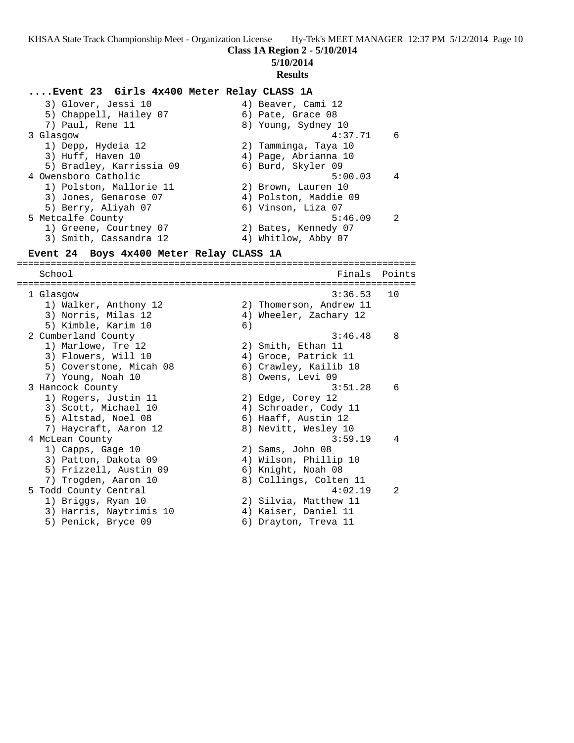**Class 1A Region 2 - 5/10/2014**

**5/10/2014**

**Results**

### ....Event 23 Girls 4x400 Meter Relay CLASS 1A

```
   3) Glover, Jessi 10               4) Beaver, Cami 12
   5) Chappell, Hailey 07            6) Pate, Grace 08
   7) Paul, Rene 11                  8) Young, Sydney 10
 3 Glasgow                                     4:37.71    6
   1) Depp, Hydeia 12                2) Tamminga, Taya 10
   3) Huff, Haven 10                 4) Page, Abrianna 10
   5) Bradley, Karrissia 09          6) Burd, Skyler 09
 4 Owensboro Catholic                          5:00.03    4
   1) Polston, Mallorie 11           2) Brown, Lauren 10
   3) Jones, Genarose 07             4) Polston, Maddie 09
   5) Berry, Aliyah 07               6) Vinson, Liza 07
 5 Metcalfe County                             5:46.09    2
   1) Greene, Courtney 07            2) Bates, Kennedy 07
   3) Smith, Cassandra 12            4) Whitlow, Abby 07
```

### Event 24 Boys 4x400 Meter Relay CLASS 1A

```
=======================================================================
   School                                         Finals  Points
=======================================================================
 1 Glasgow                                     3:36.53   10
   1) Walker, Anthony 12             2) Thomerson, Andrew 11
   3) Norris, Milas 12               4) Wheeler, Zachary 12
   5) Kimble, Karim 10               6)
 2 Cumberland County                           3:46.48    8
   1) Marlowe, Tre 12                2) Smith, Ethan 11
   3) Flowers, Will 10               4) Groce, Patrick 11
   5) Coverstone, Micah 08           6) Crawley, Kailib 10
   7) Young, Noah 10                 8) Owens, Levi 09
 3 Hancock County                              3:51.28    6
   1) Rogers, Justin 11              2) Edge, Corey 12
   3) Scott, Michael 10              4) Schroader, Cody 11
   5) Altstad, Noel 08               6) Haaff, Austin 12
   7) Haycraft, Aaron 12             8) Nevitt, Wesley 10
 4 McLean County                               3:59.19    4
   1) Capps, Gage 10                 2) Sams, John 08
   3) Patton, Dakota 09              4) Wilson, Phillip 10
   5) Frizzell, Austin 09            6) Knight, Noah 08
   7) Trogden, Aaron 10              8) Collings, Colten 11
 5 Todd County Central                         4:02.19    2
   1) Briggs, Ryan 10                2) Silvia, Matthew 11
   3) Harris, Naytrimis 10           4) Kaiser, Daniel 11
   5) Penick, Bryce 09               6) Drayton, Treva 11
```